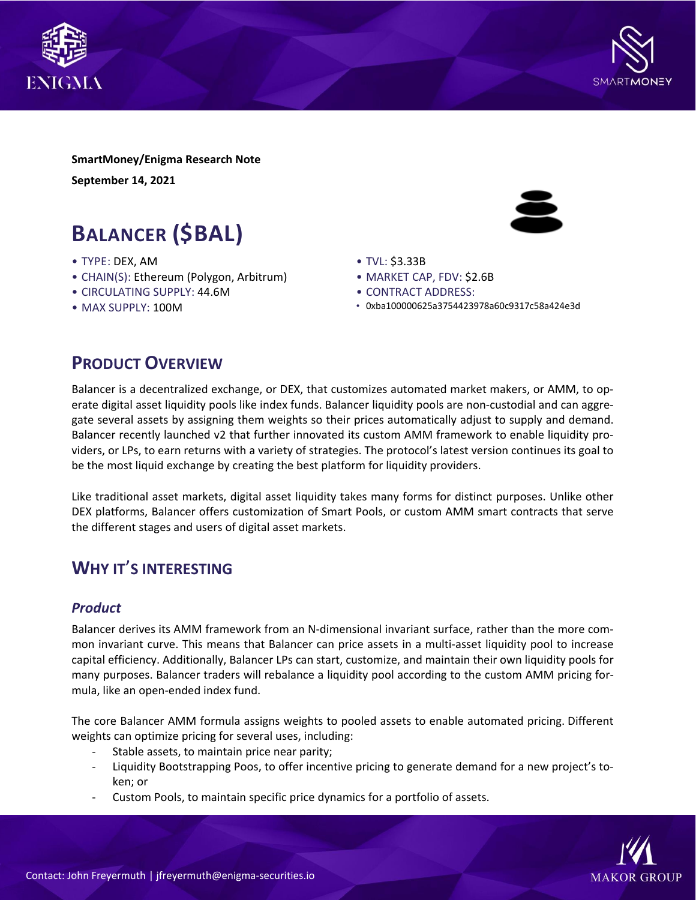**SmartMoney/Enigma Research Note**

**September 14, 2021**

# BALANCER ($BAL)

- TYPE: DEX, AM
- CHAIN(S): Ethereum (Polygon, Arbitrum)
- CIRCULATING SUPPLY: 44.6M
- MAX SUPPLY: 100M
- TVL: $3.33B
- MARKET CAP, FDV: $2.6B
- CONTRACT ADDRESS:
  - 0xba100000625a3754423978a60c9317c58a424e3d

## PRODUCT OVERVIEW

Balancer is a decentralized exchange, or DEX, that customizes automated market makers, or AMM, to operate digital asset liquidity pools like index funds. Balancer liquidity pools are non-custodial and can aggregate several assets by assigning them weights so their prices automatically adjust to supply and demand. Balancer recently launched v2 that further innovated its custom AMM framework to enable liquidity providers, or LPs, to earn returns with a variety of strategies. The protocol's latest version continues its goal to be the most liquid exchange by creating the best platform for liquidity providers.

Like traditional asset markets, digital asset liquidity takes many forms for distinct purposes. Unlike other DEX platforms, Balancer offers customization of Smart Pools, or custom AMM smart contracts that serve the different stages and users of digital asset markets.

## WHY IT'S INTERESTING

### *Product*

Balancer derives its AMM framework from an N-dimensional invariant surface, rather than the more common invariant curve. This means that Balancer can price assets in a multi-asset liquidity pool to increase capital efficiency. Additionally, Balancer LPs can start, customize, and maintain their own liquidity pools for many purposes. Balancer traders will rebalance a liquidity pool according to the custom AMM pricing formula, like an open-ended index fund.

The core Balancer AMM formula assigns weights to pooled assets to enable automated pricing. Different weights can optimize pricing for several uses, including:

- Stable assets, to maintain price near parity;
- Liquidity Bootstrapping Poos, to offer incentive pricing to generate demand for a new project's token; or
- Custom Pools, to maintain specific price dynamics for a portfolio of assets.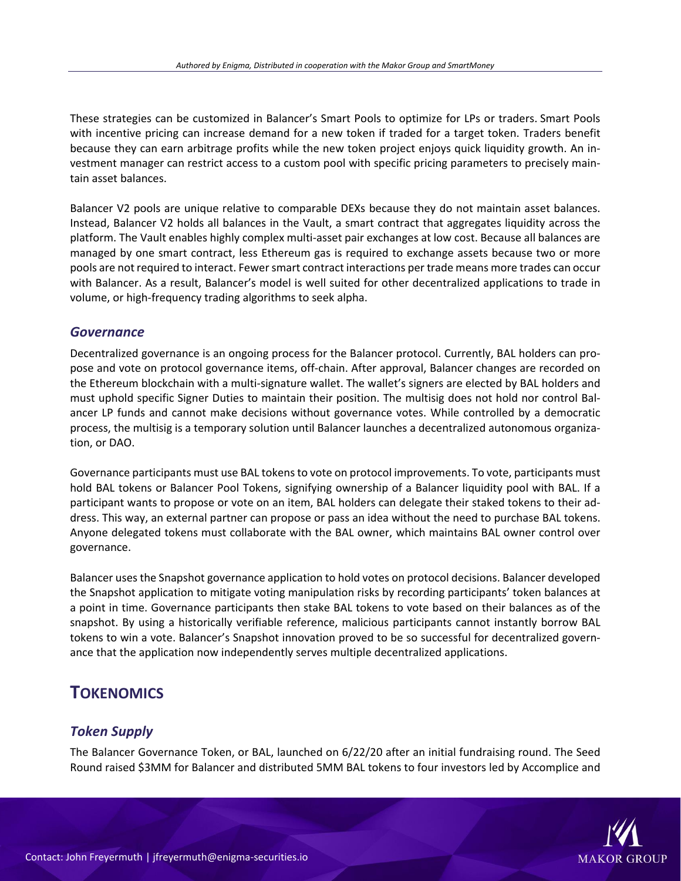These strategies can be customized in Balancer's Smart Pools to optimize for LPs or traders. Smart Pools with incentive pricing can increase demand for a new token if traded for a target token. Traders benefit because they can earn arbitrage profits while the new token project enjoys quick liquidity growth. An investment manager can restrict access to a custom pool with specific pricing parameters to precisely maintain asset balances.

Balancer V2 pools are unique relative to comparable DEXs because they do not maintain asset balances. Instead, Balancer V2 holds all balances in the Vault, a smart contract that aggregates liquidity across the platform. The Vault enables highly complex multi-asset pair exchanges at low cost. Because all balances are managed by one smart contract, less Ethereum gas is required to exchange assets because two or more pools are not required to interact. Fewer smart contract interactions per trade means more trades can occur with Balancer. As a result, Balancer's model is well suited for other decentralized applications to trade in volume, or high-frequency trading algorithms to seek alpha.

### *Governance*

Decentralized governance is an ongoing process for the Balancer protocol. Currently, BAL holders can propose and vote on protocol governance items, off-chain. After approval, Balancer changes are recorded on the Ethereum blockchain with a multi-signature wallet. The wallet's signers are elected by BAL holders and must uphold specific Signer Duties to maintain their position. The multisig does not hold nor control Balancer LP funds and cannot make decisions without governance votes. While controlled by a democratic process, the multisig is a temporary solution until Balancer launches a decentralized autonomous organization, or DAO.

Governance participants must use BAL tokens to vote on protocol improvements. To vote, participants must hold BAL tokens or Balancer Pool Tokens, signifying ownership of a Balancer liquidity pool with BAL. If a participant wants to propose or vote on an item, BAL holders can delegate their staked tokens to their address. This way, an external partner can propose or pass an idea without the need to purchase BAL tokens. Anyone delegated tokens must collaborate with the BAL owner, which maintains BAL owner control over governance.

Balancer uses the Snapshot governance application to hold votes on protocol decisions. Balancer developed the Snapshot application to mitigate voting manipulation risks by recording participants' token balances at a point in time. Governance participants then stake BAL tokens to vote based on their balances as of the snapshot. By using a historically verifiable reference, malicious participants cannot instantly borrow BAL tokens to win a vote. Balancer's Snapshot innovation proved to be so successful for decentralized governance that the application now independently serves multiple decentralized applications.

## TOKENOMICS

### *Token Supply*

The Balancer Governance Token, or BAL, launched on 6/22/20 after an initial fundraising round. The Seed Round raised $3MM for Balancer and distributed 5MM BAL tokens to four investors led by Accomplice and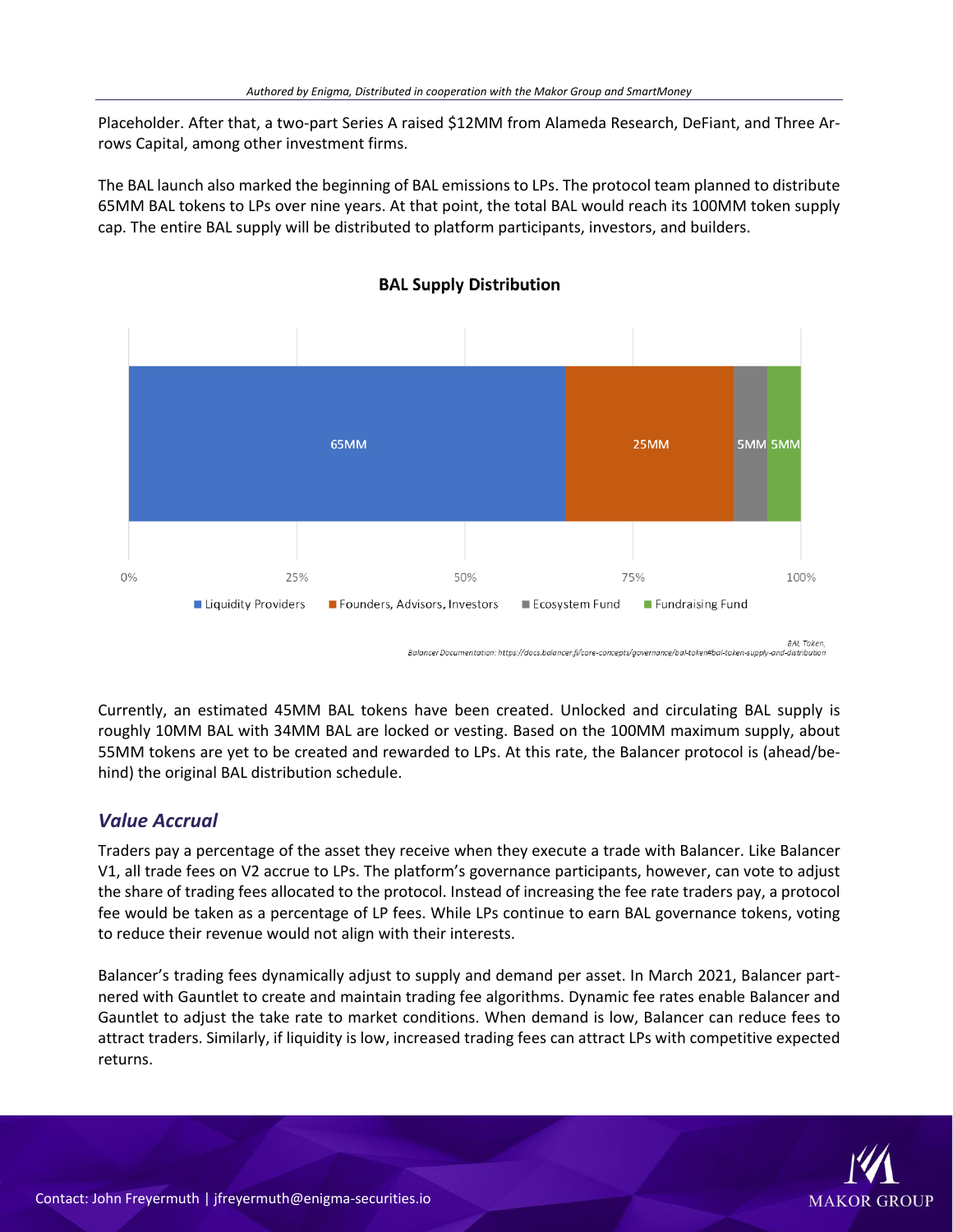Placeholder. After that, a two-part Series A raised $12MM from Alameda Research, DeFiant, and Three Arrows Capital, among other investment firms.

The BAL launch also marked the beginning of BAL emissions to LPs. The protocol team planned to distribute 65MM BAL tokens to LPs over nine years. At that point, the total BAL would reach its 100MM token supply cap. The entire BAL supply will be distributed to platform participants, investors, and builders.

**BAL Supply Distribution**

| Category | Tokens |
| --- | --- |
| Liquidity Providers | 65MM |
| Founders, Advisors, Investors | 25MM |
| Ecosystem Fund | 5MM |
| Fundraising Fund | 5MM |

BAL Token, Balancer Documentation: https://docs.balancer.fi/core-concepts/governance/bal-token#bal-token-supply-and-distribution

Currently, an estimated 45MM BAL tokens have been created. Unlocked and circulating BAL supply is roughly 10MM BAL with 34MM BAL are locked or vesting. Based on the 100MM maximum supply, about 55MM tokens are yet to be created and rewarded to LPs. At this rate, the Balancer protocol is (ahead/behind) the original BAL distribution schedule.

## *Value Accrual*

Traders pay a percentage of the asset they receive when they execute a trade with Balancer. Like Balancer V1, all trade fees on V2 accrue to LPs. The platform's governance participants, however, can vote to adjust the share of trading fees allocated to the protocol. Instead of increasing the fee rate traders pay, a protocol fee would be taken as a percentage of LP fees. While LPs continue to earn BAL governance tokens, voting to reduce their revenue would not align with their interests.

Balancer's trading fees dynamically adjust to supply and demand per asset. In March 2021, Balancer partnered with Gauntlet to create and maintain trading fee algorithms. Dynamic fee rates enable Balancer and Gauntlet to adjust the take rate to market conditions. When demand is low, Balancer can reduce fees to attract traders. Similarly, if liquidity is low, increased trading fees can attract LPs with competitive expected returns.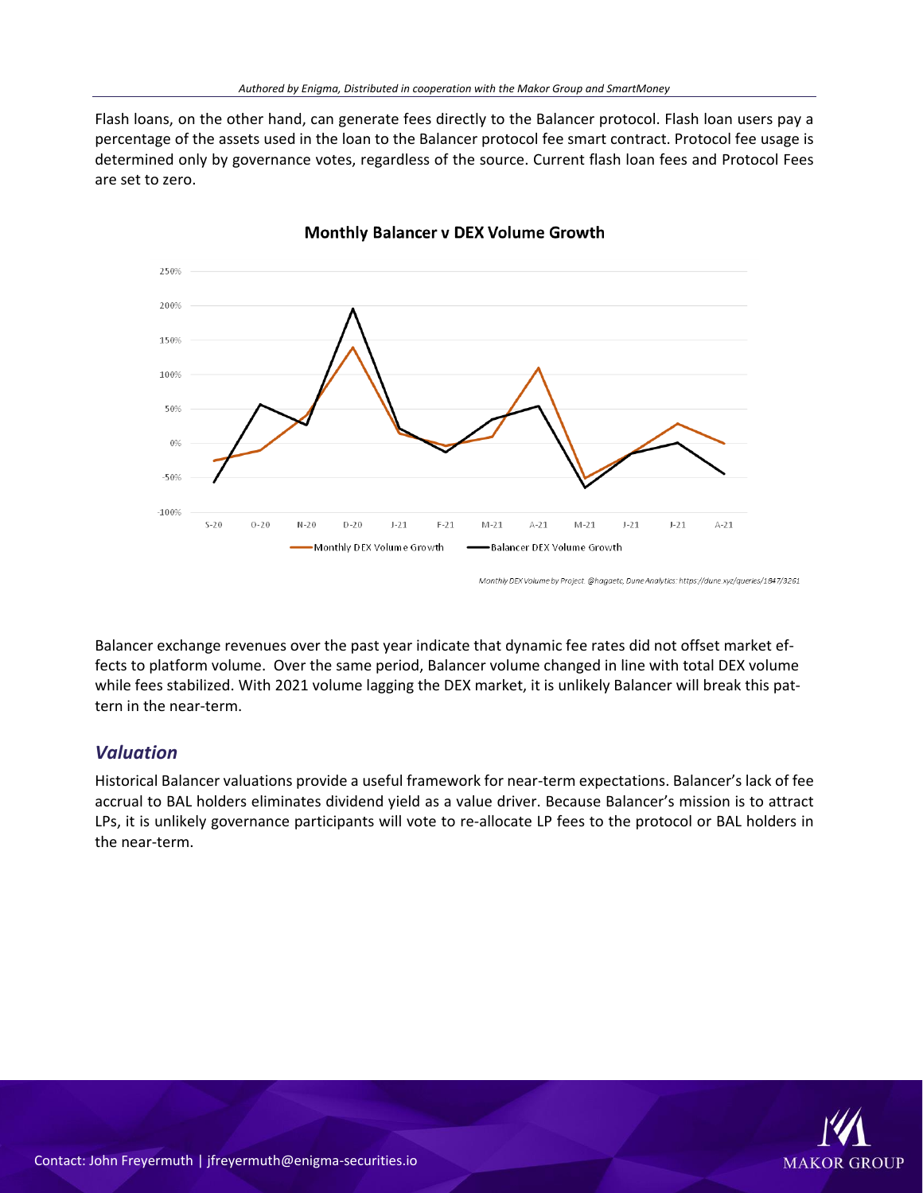Flash loans, on the other hand, can generate fees directly to the Balancer protocol. Flash loan users pay a percentage of the assets used in the loan to the Balancer protocol fee smart contract. Protocol fee usage is determined only by governance votes, regardless of the source. Current flash loan fees and Protocol Fees are set to zero.

**Monthly Balancer v DEX Volume Growth**

Monthly DEX Volume by Project. @hagaetc, Dune Analytics: https://dune.xyz/queries/1847/3261

Balancer exchange revenues over the past year indicate that dynamic fee rates did not offset market effects to platform volume. Over the same period, Balancer volume changed in line with total DEX volume while fees stabilized. With 2021 volume lagging the DEX market, it is unlikely Balancer will break this pattern in the near-term.

## *Valuation*

Historical Balancer valuations provide a useful framework for near-term expectations. Balancer's lack of fee accrual to BAL holders eliminates dividend yield as a value driver. Because Balancer's mission is to attract LPs, it is unlikely governance participants will vote to re-allocate LP fees to the protocol or BAL holders in the near-term.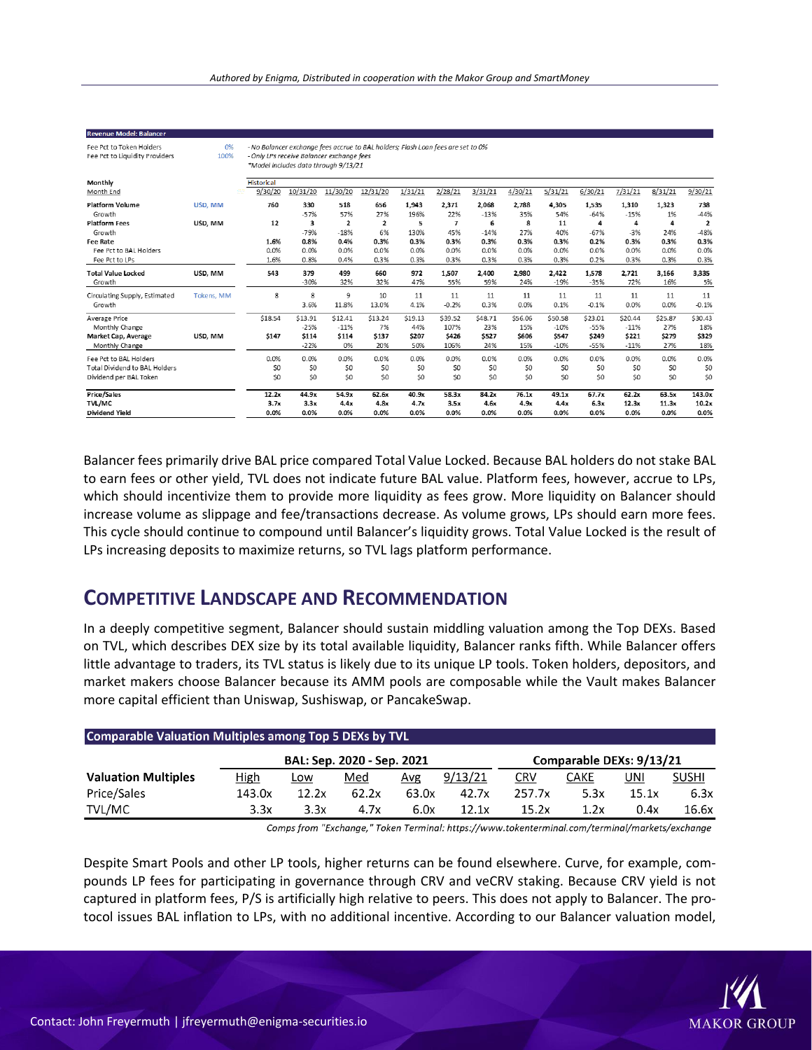**Revenue Model: Balancer**

| | | |
|---|---|---|
| Fee Pct to Token Holders | 0% | - No Balancer exchange fees accrue to BAL holders; Flash Loan fees are set to 0% |
| Fee Pct to Liquidity Providers | 100% | - Only LPs receive Balancer exchange fees |
| | | *Model includes data through 9/13/21 |

| Monthly | | Historical | | | | | | | | | | | | |
|---|---|---|---|---|---|---|---|---|---|---|---|---|---|---|
| Month End | | 9/30/20 | 10/31/20 | 11/30/20 | 12/31/20 | 1/31/21 | 2/28/21 | 3/31/21 | 4/30/21 | 5/31/21 | 6/30/21 | 7/31/21 | 8/31/21 | 9/30/21 |
| **Platform Volume** | USD, MM | 760 | 330 | 518 | 656 | 1,943 | 2,371 | 2,068 | 2,788 | 4,305 | 1,535 | 1,310 | 1,323 | 738 |
| Growth | | | -57% | 57% | 27% | 196% | 22% | -13% | 35% | 54% | -64% | -15% | 1% | -44% |
| **Platform Fees** | USD, MM | 12 | 3 | 2 | 2 | 5 | 7 | 6 | 8 | 11 | 4 | 4 | 4 | 2 |
| Growth | | | -79% | -18% | 6% | 130% | 45% | -14% | 27% | 40% | -67% | -3% | 24% | -48% |
| **Fee Rate** | | 1.6% | 0.8% | 0.4% | 0.3% | 0.3% | 0.3% | 0.3% | 0.3% | 0.3% | 0.2% | 0.3% | 0.3% | 0.3% |
| Fee Pct to BAL Holders | | 0.0% | 0.0% | 0.0% | 0.0% | 0.0% | 0.0% | 0.0% | 0.0% | 0.0% | 0.0% | 0.0% | 0.0% | 0.0% |
| Fee Pct to LPs | | 1.6% | 0.8% | 0.4% | 0.3% | 0.3% | 0.3% | 0.3% | 0.3% | 0.3% | 0.2% | 0.3% | 0.3% | 0.3% |
| **Total Value Locked** | USD, MM | 543 | 379 | 499 | 660 | 972 | 1,507 | 2,400 | 2,980 | 2,422 | 1,578 | 2,721 | 3,166 | 3,335 |
| Growth | | | -30% | 32% | 32% | 47% | 55% | 59% | 24% | -19% | -35% | 72% | 16% | 5% |
| Circulating Supply, Estimated | Tokens, MM | 8 | 8 | 9 | 10 | 11 | 11 | 11 | 11 | 11 | 11 | 11 | 11 | 11 |
| Growth | | | 3.6% | 11.8% | 13.0% | 4.1% | -0.2% | 0.3% | 0.0% | 0.1% | -0.1% | 0.0% | 0.0% | -0.1% |
| Average Price | | $18.54 | $13.91 | $12.41 | $13.24 | $19.13 | $39.52 | $48.71 | $56.06 | $50.58 | $23.01 | $20.44 | $25.87 | $30.43 |
| Monthly Change | | | -25% | -11% | 7% | 44% | 107% | 23% | 15% | -10% | -55% | -11% | 27% | 18% |
| Market Cap, Average | USD, MM | $147 | $114 | $114 | $137 | $207 | $426 | $527 | $606 | $547 | $249 | $221 | $279 | $329 |
| Monthly Change | | | -22% | 0% | 20% | 50% | 106% | 24% | 15% | -10% | -55% | -11% | 27% | 18% |
| Fee Pct to BAL Holders | | 0.0% | 0.0% | 0.0% | 0.0% | 0.0% | 0.0% | 0.0% | 0.0% | 0.0% | 0.0% | 0.0% | 0.0% | 0.0% |
| Total Dividend to BAL Holders | | $0 | $0 | $0 | $0 | $0 | $0 | $0 | $0 | $0 | $0 | $0 | $0 | $0 |
| Dividend per BAL Token | | $0 | $0 | $0 | $0 | $0 | $0 | $0 | $0 | $0 | $0 | $0 | $0 | $0 |
| **Price/Sales** | | 12.2x | 44.9x | 54.9x | 62.6x | 40.9x | 58.3x | 84.2x | 76.1x | 49.1x | 67.7x | 62.2x | 63.5x | 143.0x |
| **TVL/MC** | | 3.7x | 3.3x | 4.4x | 4.8x | 4.7x | 3.5x | 4.6x | 4.9x | 4.4x | 6.3x | 12.3x | 11.3x | 10.2x |
| **Dividend Yield** | | 0.0% | 0.0% | 0.0% | 0.0% | 0.0% | 0.0% | 0.0% | 0.0% | 0.0% | 0.0% | 0.0% | 0.0% | 0.0% |

Balancer fees primarily drive BAL price compared Total Value Locked. Because BAL holders do not stake BAL to earn fees or other yield, TVL does not indicate future BAL value. Platform fees, however, accrue to LPs, which should incentivize them to provide more liquidity as fees grow. More liquidity on Balancer should increase volume as slippage and fee/transactions decrease. As volume grows, LPs should earn more fees. This cycle should continue to compound until Balancer's liquidity grows. Total Value Locked is the result of LPs increasing deposits to maximize returns, so TVL lags platform performance.

## COMPETITIVE LANDSCAPE AND RECOMMENDATION

In a deeply competitive segment, Balancer should sustain middling valuation among the Top DEXs. Based on TVL, which describes DEX size by its total available liquidity, Balancer ranks fifth. While Balancer offers little advantage to traders, its TVL status is likely due to its unique LP tools. Token holders, depositors, and market makers choose Balancer because its AMM pools are composable while the Vault makes Balancer more capital efficient than Uniswap, Sushiswap, or PancakeSwap.

**Comparable Valuation Multiples among Top 5 DEXs by TVL**

| | BAL: Sep. 2020 - Sep. 2021 | | | | | Comparable DEXs: 9/13/21 | | | |
|---|---|---|---|---|---|---|---|---|---|
| **Valuation Multiples** | High | Low | Med | Avg | 9/13/21 | CRV | CAKE | UNI | SUSHI |
| Price/Sales | 143.0x | 12.2x | 62.2x | 63.0x | 42.7x | 257.7x | 5.3x | 15.1x | 6.3x |
| TVL/MC | 3.3x | 3.3x | 4.7x | 6.0x | 12.1x | 15.2x | 1.2x | 0.4x | 16.6x |

*Comps from "Exchange," Token Terminal: https://www.tokenterminal.com/terminal/markets/exchange*

Despite Smart Pools and other LP tools, higher returns can be found elsewhere. Curve, for example, compounds LP fees for participating in governance through CRV and veCRV staking. Because CRV yield is not captured in platform fees, P/S is artificially high relative to peers. This does not apply to Balancer. The protocol issues BAL inflation to LPs, with no additional incentive. According to our Balancer valuation model,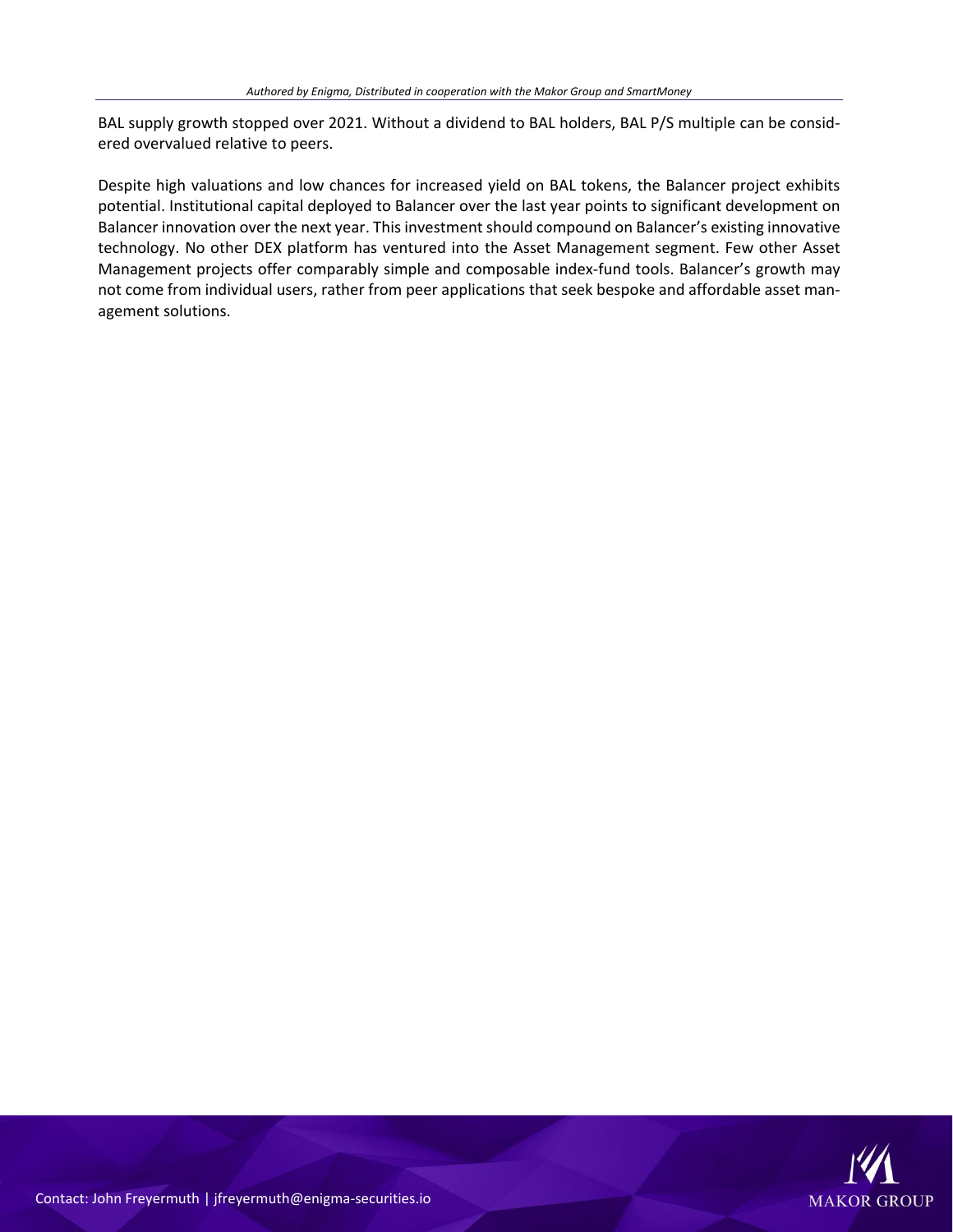BAL supply growth stopped over 2021. Without a dividend to BAL holders, BAL P/S multiple can be considered overvalued relative to peers.

Despite high valuations and low chances for increased yield on BAL tokens, the Balancer project exhibits potential. Institutional capital deployed to Balancer over the last year points to significant development on Balancer innovation over the next year. This investment should compound on Balancer's existing innovative technology. No other DEX platform has ventured into the Asset Management segment. Few other Asset Management projects offer comparably simple and composable index-fund tools. Balancer's growth may not come from individual users, rather from peer applications that seek bespoke and affordable asset management solutions.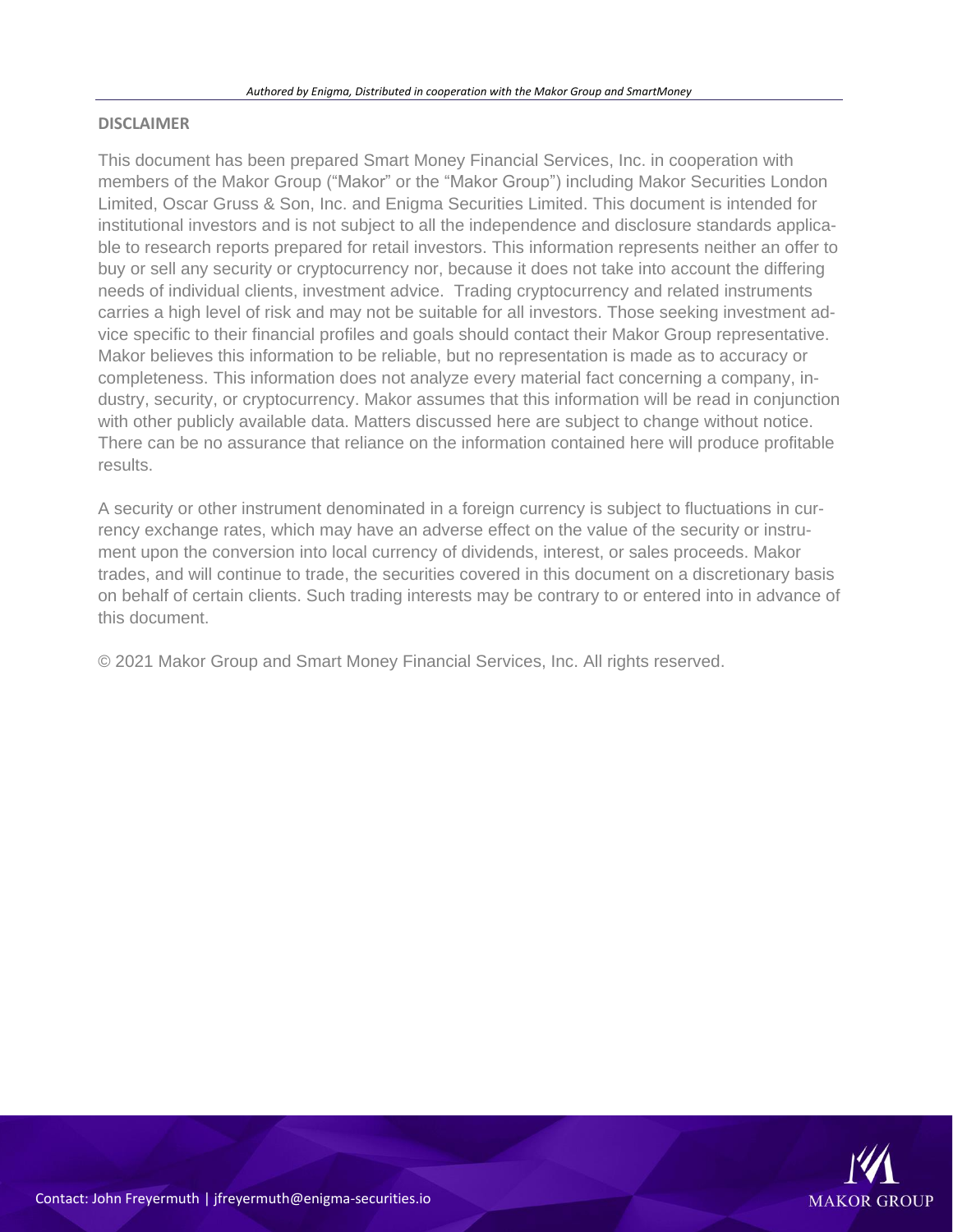## DISCLAIMER

This document has been prepared Smart Money Financial Services, Inc. in cooperation with members of the Makor Group ("Makor" or the "Makor Group") including Makor Securities London Limited, Oscar Gruss & Son, Inc. and Enigma Securities Limited. This document is intended for institutional investors and is not subject to all the independence and disclosure standards applicable to research reports prepared for retail investors. This information represents neither an offer to buy or sell any security or cryptocurrency nor, because it does not take into account the differing needs of individual clients, investment advice. Trading cryptocurrency and related instruments carries a high level of risk and may not be suitable for all investors. Those seeking investment advice specific to their financial profiles and goals should contact their Makor Group representative. Makor believes this information to be reliable, but no representation is made as to accuracy or completeness. This information does not analyze every material fact concerning a company, industry, security, or cryptocurrency. Makor assumes that this information will be read in conjunction with other publicly available data. Matters discussed here are subject to change without notice. There can be no assurance that reliance on the information contained here will produce profitable results.

A security or other instrument denominated in a foreign currency is subject to fluctuations in currency exchange rates, which may have an adverse effect on the value of the security or instrument upon the conversion into local currency of dividends, interest, or sales proceeds. Makor trades, and will continue to trade, the securities covered in this document on a discretionary basis on behalf of certain clients. Such trading interests may be contrary to or entered into in advance of this document.

© 2021 Makor Group and Smart Money Financial Services, Inc. All rights reserved.

Contact: John Freyermuth | jfreyermuth@enigma-securities.io